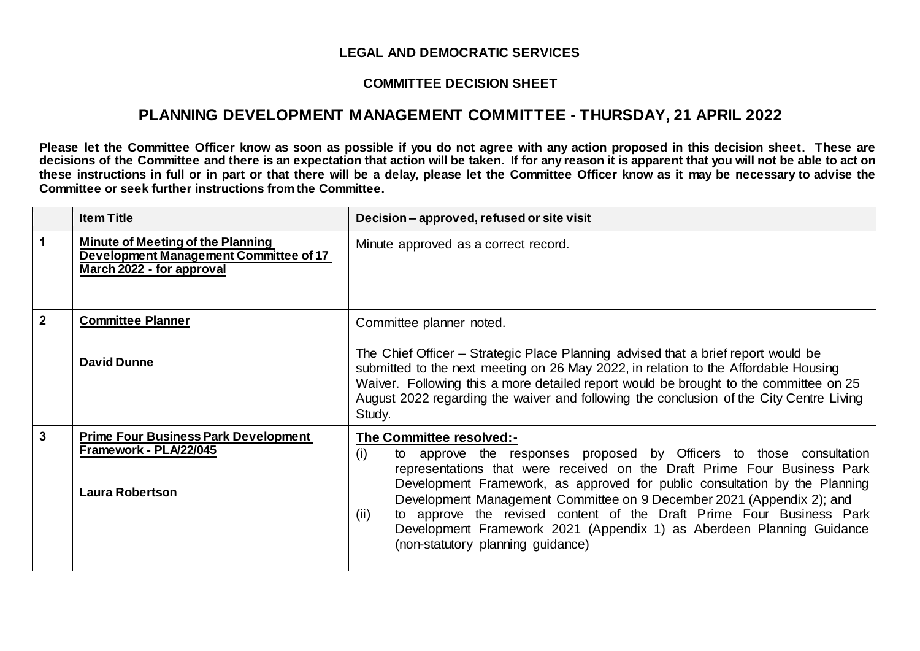**LEGAL AND DEMOCRATIC SERVICES**

**COMMITTEE DECISION SHEET**

## PLANNING DEVELOPMENT MANAGEMENT COMMITTEE - THURSDAY, 21 APRIL 2022

**Please let the Committee Officer know as soon as possible if you do not agree with any action proposed in this decision sheet. These are decisions of the Committee and there is an expectation that action will be taken. If for any reason it is apparent that you will not be able to act on these instructions in full or in part or that there will be a delay, please let the Committee Officer know as it may be necessary to advise the Committee or seek further instructions from the Committee.**

| | Item Title | Decision – approved, refused or site visit |
|---|---|---|
| **1** | **Minute of Meeting of the Planning Development Management Committee of 17 March 2022 - for approval** | Minute approved as a correct record. |
| **2** | **Committee Planner**<br><br>**David Dunne** | Committee planner noted.<br><br>The Chief Officer – Strategic Place Planning advised that a brief report would be submitted to the next meeting on 26 May 2022, in relation to the Affordable Housing Waiver. Following this a more detailed report would be brought to the committee on 25 August 2022 regarding the waiver and following the conclusion of the City Centre Living Study. |
| **3** | **Prime Four Business Park Development Framework - PLA/22/045**<br><br>**Laura Robertson** | **The Committee resolved:-**<br>(i) to approve the responses proposed by Officers to those consultation representations that were received on the Draft Prime Four Business Park Development Framework, as approved for public consultation by the Planning Development Management Committee on 9 December 2021 (Appendix 2); and<br>(ii) to approve the revised content of the Draft Prime Four Business Park Development Framework 2021 (Appendix 1) as Aberdeen Planning Guidance (non-statutory planning guidance) |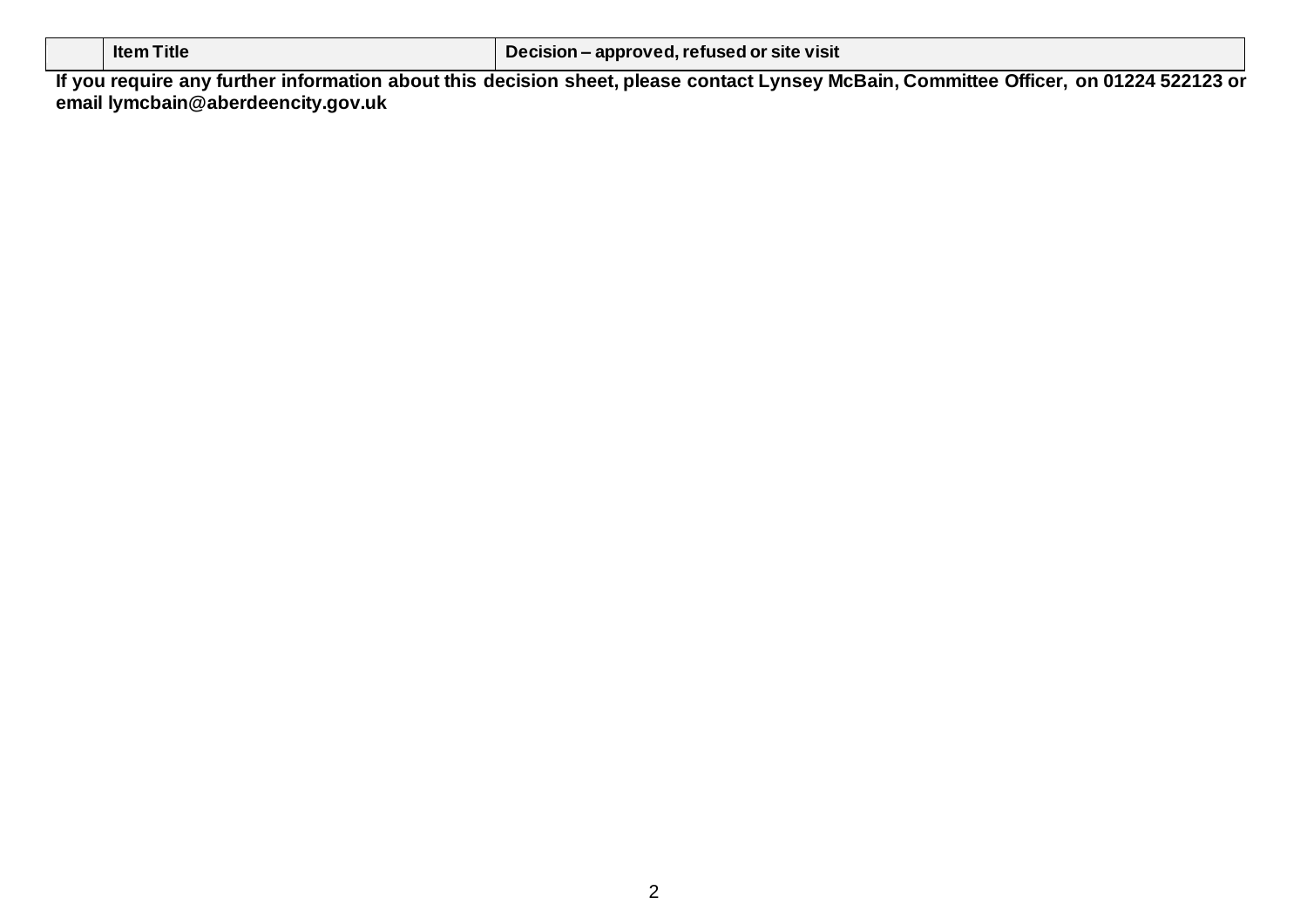| | Item Title | Decision – approved, refused or site visit |
|---|---|---|

**If you require any further information about this decision sheet, please contact Lynsey McBain, Committee Officer, on 01224 522123 or email lymcbain@aberdeencity.gov.uk**